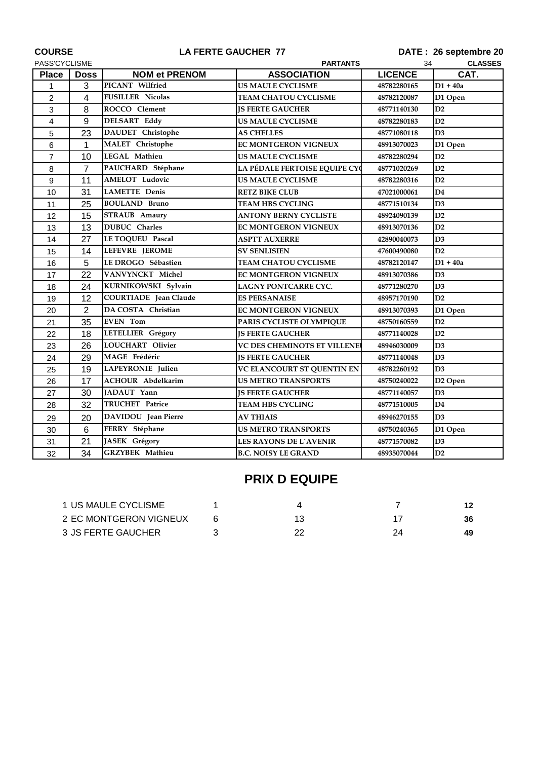**COURSE** **LA FERTE GAUCHER 77** **DATE : 26 septembre 20**

PASS'CYCLISME **PARTANTS** 34 **CLASSES**

| Place | Doss | NOM et PRENOM | ASSOCIATION | LICENCE | CAT. |
|---|---|---|---|---|---|
| 1 | 3 | PICANT Wilfried | US MAULE CYCLISME | 48782280165 | D1 + 40a |
| 2 | 4 | FUSILLER Nicolas | TEAM CHATOU CYCLISME | 48782120087 | D1 Open |
| 3 | 8 | ROCCO Clément | JS FERTE GAUCHER | 48771140130 | D2 |
| 4 | 9 | DELSART Eddy | US MAULE CYCLISME | 48782280183 | D2 |
| 5 | 23 | DAUDET Christophe | AS CHELLES | 48771080118 | D3 |
| 6 | 1 | MALET Christophe | EC MONTGERON VIGNEUX | 48913070023 | D1 Open |
| 7 | 10 | LEGAL Mathieu | US MAULE CYCLISME | 48782280294 | D2 |
| 8 | 7 | PAUCHARD Stéphane | LA PÉDALE FERTOISE EQUIPE CYC | 48771020269 | D2 |
| 9 | 11 | AMELOT Ludovic | US MAULE CYCLISME | 48782280316 | D2 |
| 10 | 31 | LAMETTE Denis | RETZ BIKE CLUB | 47021000061 | D4 |
| 11 | 25 | BOULAND Bruno | TEAM HBS CYCLING | 48771510134 | D3 |
| 12 | 15 | STRAUB Amaury | ANTONY BERNY CYCLISTE | 48924090139 | D2 |
| 13 | 13 | DUBUC Charles | EC MONTGERON VIGNEUX | 48913070136 | D2 |
| 14 | 27 | LE TOQUEU Pascal | ASPTT AUXERRE | 42890040073 | D3 |
| 15 | 14 | LEFEVRE JEROME | SV SENLISIEN | 47600490080 | D2 |
| 16 | 5 | LE DROGO Sébastien | TEAM CHATOU CYCLISME | 48782120147 | D1 + 40a |
| 17 | 22 | VANVYNCKT Michel | EC MONTGERON VIGNEUX | 48913070386 | D3 |
| 18 | 24 | KURNIKOWSKI Sylvain | LAGNY PONTCARRE CYC. | 48771280270 | D3 |
| 19 | 12 | COURTIADE Jean Claude | ES PERSANAISE | 48957170190 | D2 |
| 20 | 2 | DA COSTA Christian | EC MONTGERON VIGNEUX | 48913070393 | D1 Open |
| 21 | 35 | EVEN Tom | PARIS CYCLISTE OLYMPIQUE | 48750160559 | D2 |
| 22 | 18 | LETELLIER Grégory | JS FERTE GAUCHER | 48771140028 | D2 |
| 23 | 26 | LOUCHART Olivier | VC DES CHEMINOTS ET VILLENEU | 48946030009 | D3 |
| 24 | 29 | MAGE Frédéric | JS FERTE GAUCHER | 48771140048 | D3 |
| 25 | 19 | LAPEYRONIE Julien | VC ELANCOURT ST QUENTIN EN | 48782260192 | D3 |
| 26 | 17 | ACHOUR Abdelkarim | US METRO TRANSPORTS | 48750240022 | D2 Open |
| 27 | 30 | JADAUT Yann | JS FERTE GAUCHER | 48771140057 | D3 |
| 28 | 32 | TRUCHET Patrice | TEAM HBS CYCLING | 48771510005 | D4 |
| 29 | 20 | DAVIDOU Jean Pierre | AV THIAIS | 48946270155 | D3 |
| 30 | 6 | FERRY Stéphane | US METRO TRANSPORTS | 48750240365 | D1 Open |
| 31 | 21 | JASEK Grégory | LES RAYONS DE L`AVENIR | 48771570082 | D3 |
| 32 | 34 | GRZYBEK Mathieu | B.C. NOISY LE GRAND | 48935070044 | D2 |

## PRIX D EQUIPE

| | | | | | |
|---|---|---|---|---|---|
| 1 | US MAULE CYCLISME | 1 | 4 | 7 | **12** |
| 2 | EC MONTGERON VIGNEUX | 6 | 13 | 17 | **36** |
| 3 | JS FERTE GAUCHER | 3 | 22 | 24 | **49** |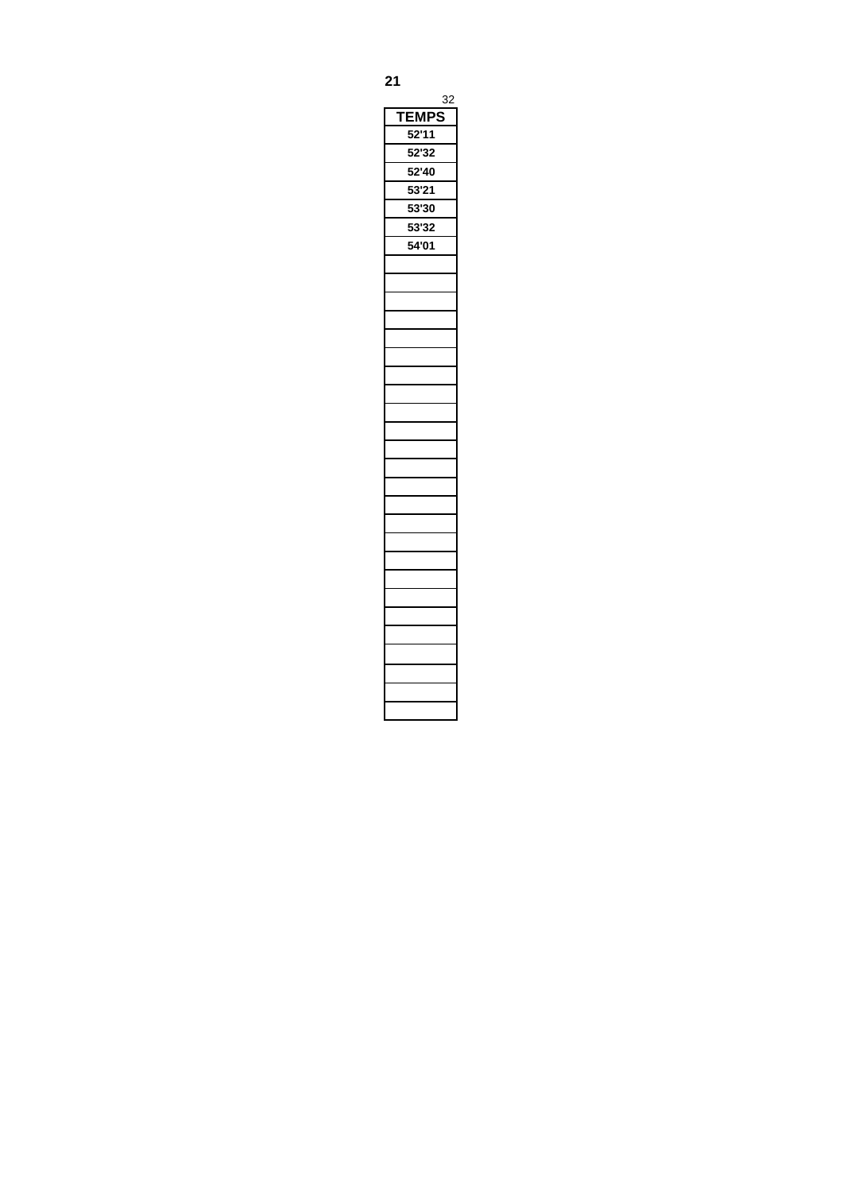**21**

32

| TEMPS |
|---|
| 52'11 |
| 52'32 |
| 52'40 |
| 53'21 |
| 53'30 |
| 53'32 |
| 54'01 |
| |
| |
| |
| |
| |
| |
| |
| |
| |
| |
| |
| |
| |
| |
| |
| |
| |
| |
| |
| |
| |
| |
| |
| |
| |